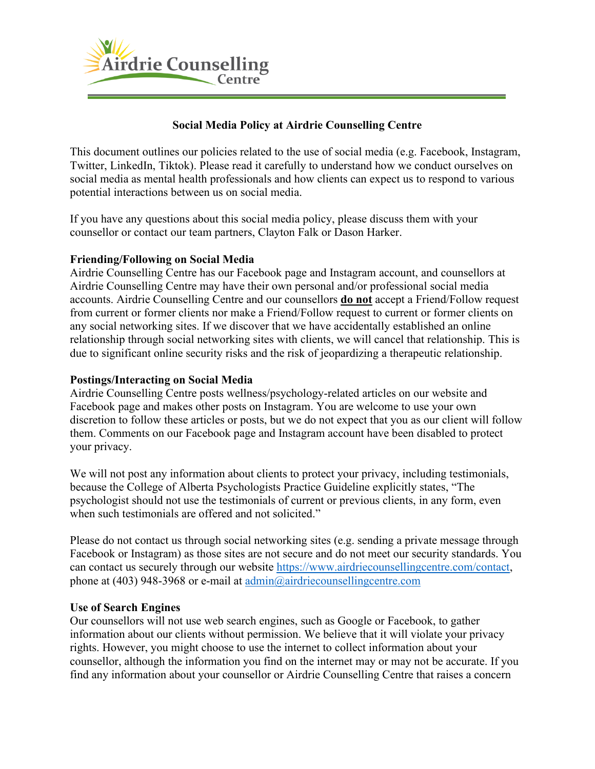Airdrie Counselling Centre

## Social Media Policy at Airdrie Counselling Centre

This document outlines our policies related to the use of social media (e.g. Facebook, Instagram, Twitter, LinkedIn, Tiktok). Please read it carefully to understand how we conduct ourselves on social media as mental health professionals and how clients can expect us to respond to various potential interactions between us on social media.

If you have any questions about this social media policy, please discuss them with your counsellor or contact our team partners, Clayton Falk or Dason Harker.

### Friending/Following on Social Media

Airdrie Counselling Centre has our Facebook page and Instagram account, and counsellors at Airdrie Counselling Centre may have their own personal and/or professional social media accounts. Airdrie Counselling Centre and our counsellors **do not** accept a Friend/Follow request from current or former clients nor make a Friend/Follow request to current or former clients on any social networking sites. If we discover that we have accidentally established an online relationship through social networking sites with clients, we will cancel that relationship. This is due to significant online security risks and the risk of jeopardizing a therapeutic relationship.

### Postings/Interacting on Social Media

Airdrie Counselling Centre posts wellness/psychology-related articles on our website and Facebook page and makes other posts on Instagram. You are welcome to use your own discretion to follow these articles or posts, but we do not expect that you as our client will follow them. Comments on our Facebook page and Instagram account have been disabled to protect your privacy.

We will not post any information about clients to protect your privacy, including testimonials, because the College of Alberta Psychologists Practice Guideline explicitly states, "The psychologist should not use the testimonials of current or previous clients, in any form, even when such testimonials are offered and not solicited."

Please do not contact us through social networking sites (e.g. sending a private message through Facebook or Instagram) as those sites are not secure and do not meet our security standards. You can contact us securely through our website https://www.airdriecounsellingcentre.com/contact, phone at (403) 948-3968 or e-mail at admin@airdriecounsellingcentre.com

### Use of Search Engines

Our counsellors will not use web search engines, such as Google or Facebook, to gather information about our clients without permission. We believe that it will violate your privacy rights. However, you might choose to use the internet to collect information about your counsellor, although the information you find on the internet may or may not be accurate. If you find any information about your counsellor or Airdrie Counselling Centre that raises a concern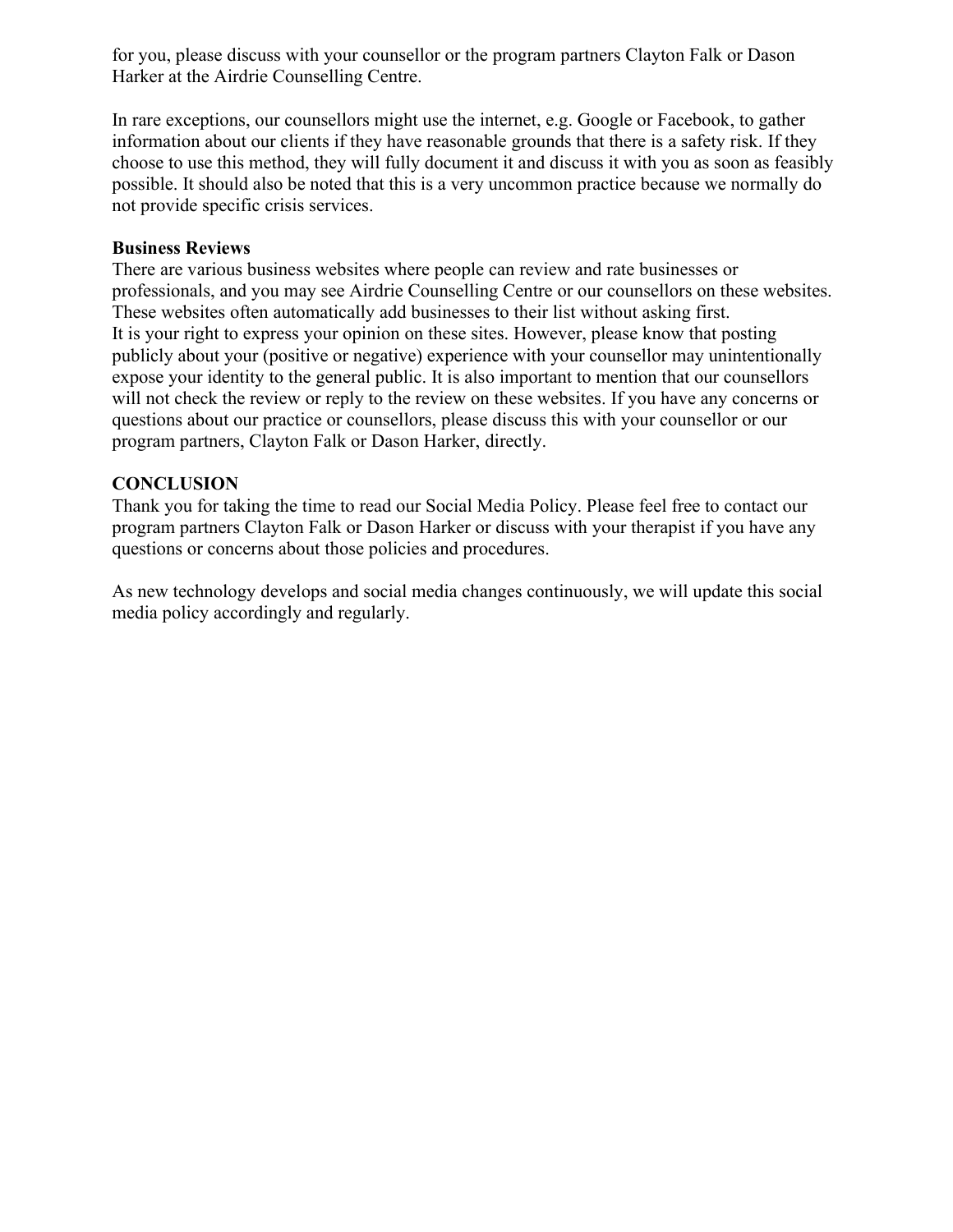for you, please discuss with your counsellor or the program partners Clayton Falk or Dason Harker at the Airdrie Counselling Centre.

In rare exceptions, our counsellors might use the internet, e.g. Google or Facebook, to gather information about our clients if they have reasonable grounds that there is a safety risk. If they choose to use this method, they will fully document it and discuss it with you as soon as feasibly possible. It should also be noted that this is a very uncommon practice because we normally do not provide specific crisis services.

**Business Reviews**

There are various business websites where people can review and rate businesses or professionals, and you may see Airdrie Counselling Centre or our counsellors on these websites. These websites often automatically add businesses to their list without asking first.
It is your right to express your opinion on these sites. However, please know that posting publicly about your (positive or negative) experience with your counsellor may unintentionally expose your identity to the general public. It is also important to mention that our counsellors will not check the review or reply to the review on these websites. If you have any concerns or questions about our practice or counsellors, please discuss this with your counsellor or our program partners, Clayton Falk or Dason Harker, directly.

## CONCLUSION

Thank you for taking the time to read our Social Media Policy. Please feel free to contact our program partners Clayton Falk or Dason Harker or discuss with your therapist if you have any questions or concerns about those policies and procedures.

As new technology develops and social media changes continuously, we will update this social media policy accordingly and regularly.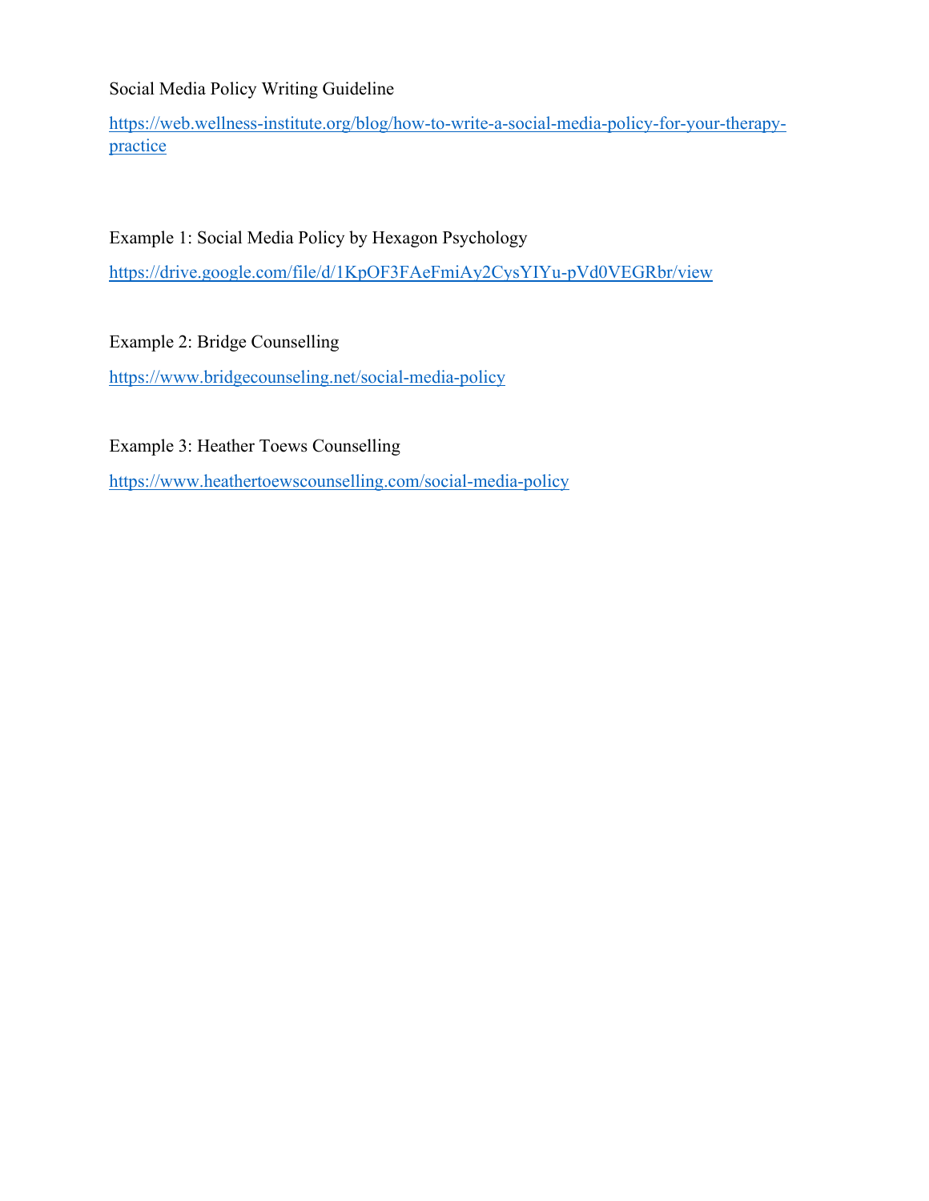Social Media Policy Writing Guideline

https://web.wellness-institute.org/blog/how-to-write-a-social-media-policy-for-your-therapy-practice

Example 1: Social Media Policy by Hexagon Psychology

https://drive.google.com/file/d/1KpOF3FAeFmiAy2CysYIYu-pVd0VEGRbr/view

Example 2: Bridge Counselling

https://www.bridgecounseling.net/social-media-policy

Example 3: Heather Toews Counselling

https://www.heathertoewscounselling.com/social-media-policy